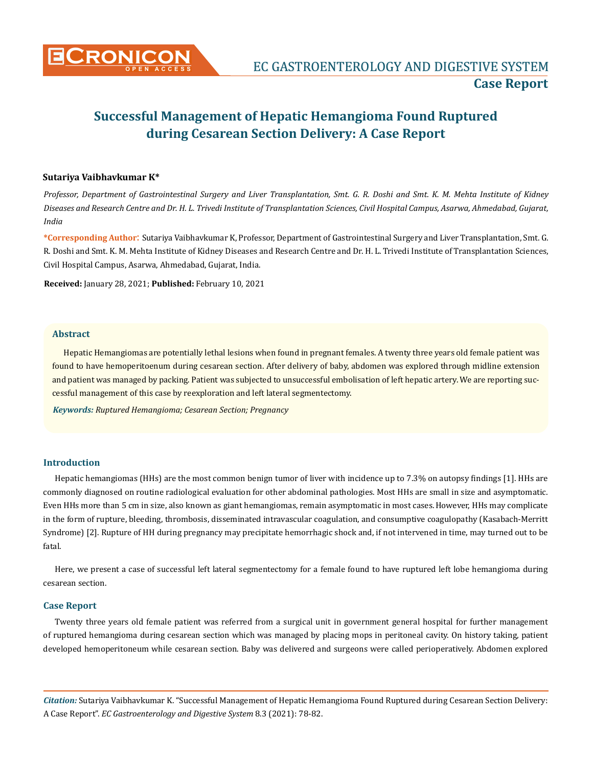# Successful Management of Hepatic Hemangioma Found Ruptured during Cesarean Section Delivery: A Case Report

**Sutariya Vaibhavkumar K***

*Professor, Department of Gastrointestinal Surgery and Liver Transplantation, Smt. G. R. Doshi and Smt. K. M. Mehta Institute of Kidney Diseases and Research Centre and Dr. H. L. Trivedi Institute of Transplantation Sciences, Civil Hospital Campus, Asarwa, Ahmedabad, Gujarat, India*

**\*Corresponding Author:** Sutariya Vaibhavkumar K, Professor, Department of Gastrointestinal Surgery and Liver Transplantation, Smt. G. R. Doshi and Smt. K. M. Mehta Institute of Kidney Diseases and Research Centre and Dr. H. L. Trivedi Institute of Transplantation Sciences, Civil Hospital Campus, Asarwa, Ahmedabad, Gujarat, India.

**Received:** January 28, 2021; **Published:** February 10, 2021

## Abstract

Hepatic Hemangiomas are potentially lethal lesions when found in pregnant females. A twenty three years old female patient was found to have hemoperitoneum during cesarean section. After delivery of baby, abdomen was explored through midline extension and patient was managed by packing. Patient was subjected to unsuccessful embolisation of left hepatic artery. We are reporting successful management of this case by reexploration and left lateral segmentectomy.

***Keywords:*** *Ruptured Hemangioma; Cesarean Section; Pregnancy*

## Introduction

Hepatic hemangiomas (HHs) are the most common benign tumor of liver with incidence up to 7.3% on autopsy findings [1]. HHs are commonly diagnosed on routine radiological evaluation for other abdominal pathologies. Most HHs are small in size and asymptomatic. Even HHs more than 5 cm in size, also known as giant hemangiomas, remain asymptomatic in most cases. However, HHs may complicate in the form of rupture, bleeding, thrombosis, disseminated intravascular coagulation, and consumptive coagulopathy (Kasabach-Merritt Syndrome) [2]. Rupture of HH during pregnancy may precipitate hemorrhagic shock and, if not intervened in time, may turned out to be fatal.

Here, we present a case of successful left lateral segmentectomy for a female found to have ruptured left lobe hemangioma during cesarean section.

## Case Report

Twenty three years old female patient was referred from a surgical unit in government general hospital for further management of ruptured hemangioma during cesarean section which was managed by placing mops in peritoneal cavity. On history taking, patient developed hemoperitoneum while cesarean section. Baby was delivered and surgeons were called perioperatively. Abdomen explored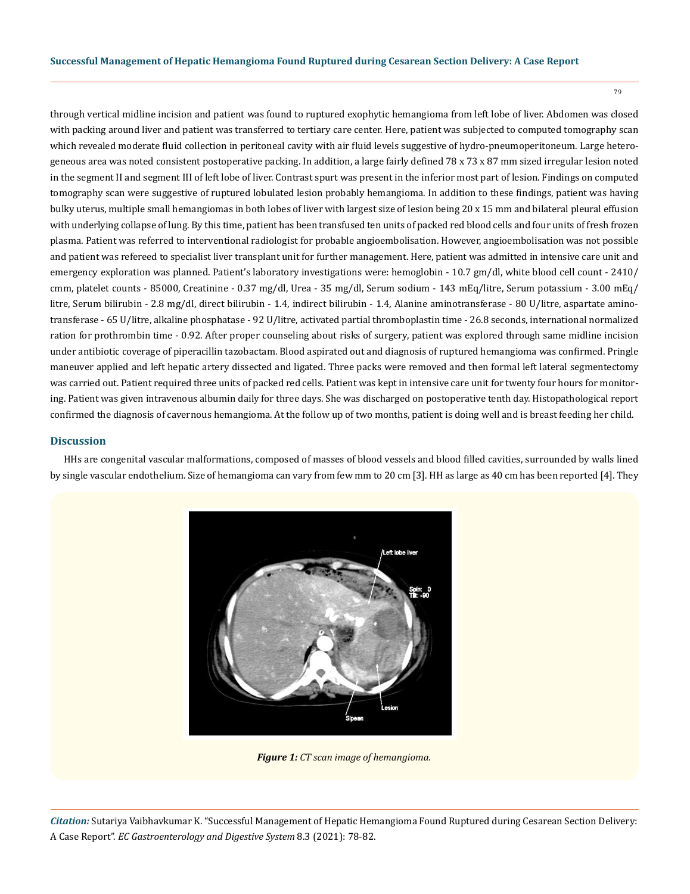through vertical midline incision and patient was found to ruptured exophytic hemangioma from left lobe of liver. Abdomen was closed with packing around liver and patient was transferred to tertiary care center. Here, patient was subjected to computed tomography scan which revealed moderate fluid collection in peritoneal cavity with air fluid levels suggestive of hydro-pneumoperitoneum. Large heterogeneous area was noted consistent postoperative packing. In addition, a large fairly defined 78 x 73 x 87 mm sized irregular lesion noted in the segment II and segment III of left lobe of liver. Contrast spurt was present in the inferior most part of lesion. Findings on computed tomography scan were suggestive of ruptured lobulated lesion probably hemangioma. In addition to these findings, patient was having bulky uterus, multiple small hemangiomas in both lobes of liver with largest size of lesion being 20 x 15 mm and bilateral pleural effusion with underlying collapse of lung. By this time, patient has been transfused ten units of packed red blood cells and four units of fresh frozen plasma. Patient was referred to interventional radiologist for probable angioembolisation. However, angioembolisation was not possible and patient was refereed to specialist liver transplant unit for further management. Here, patient was admitted in intensive care unit and emergency exploration was planned. Patient's laboratory investigations were: hemoglobin - 10.7 gm/dl, white blood cell count - 2410/cmm, platelet counts - 85000, Creatinine - 0.37 mg/dl, Urea - 35 mg/dl, Serum sodium - 143 mEq/litre, Serum potassium - 3.00 mEq/litre, Serum bilirubin - 2.8 mg/dl, direct bilirubin - 1.4, indirect bilirubin - 1.4, Alanine aminotransferase - 80 U/litre, aspartate aminotransferase - 65 U/litre, alkaline phosphatase - 92 U/litre, activated partial thromboplastin time - 26.8 seconds, international normalized ration for prothrombin time - 0.92. After proper counseling about risks of surgery, patient was explored through same midline incision under antibiotic coverage of piperacillin tazobactam. Blood aspirated out and diagnosis of ruptured hemangioma was confirmed. Pringle maneuver applied and left hepatic artery dissected and ligated. Three packs were removed and then formal left lateral segmentectomy was carried out. Patient required three units of packed red cells. Patient was kept in intensive care unit for twenty four hours for monitoring. Patient was given intravenous albumin daily for three days. She was discharged on postoperative tenth day. Histopathological report confirmed the diagnosis of cavernous hemangioma. At the follow up of two months, patient is doing well and is breast feeding her child.

## Discussion

HHs are congenital vascular malformations, composed of masses of blood vessels and blood filled cavities, surrounded by walls lined by single vascular endothelium. Size of hemangioma can vary from few mm to 20 cm [3]. HH as large as 40 cm has been reported [4]. They

***Figure 1:*** *CT scan image of hemangioma.*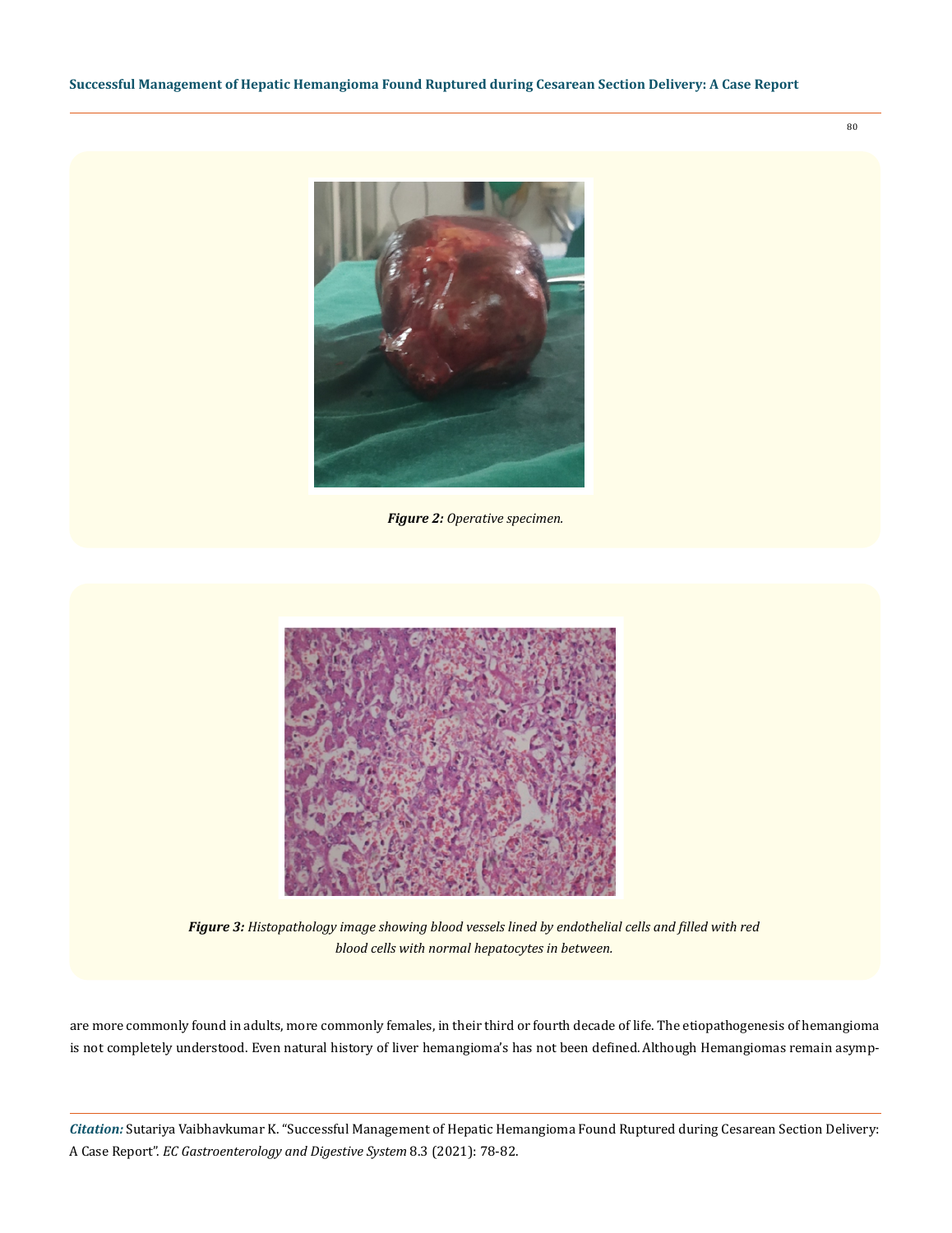*Figure 2: Operative specimen.*

*Figure 3: Histopathology image showing blood vessels lined by endothelial cells and filled with red blood cells with normal hepatocytes in between.*

are more commonly found in adults, more commonly females, in their third or fourth decade of life. The etiopathogenesis of hemangioma is not completely understood. Even natural history of liver hemangioma's has not been defined. Although Hemangiomas remain asymp-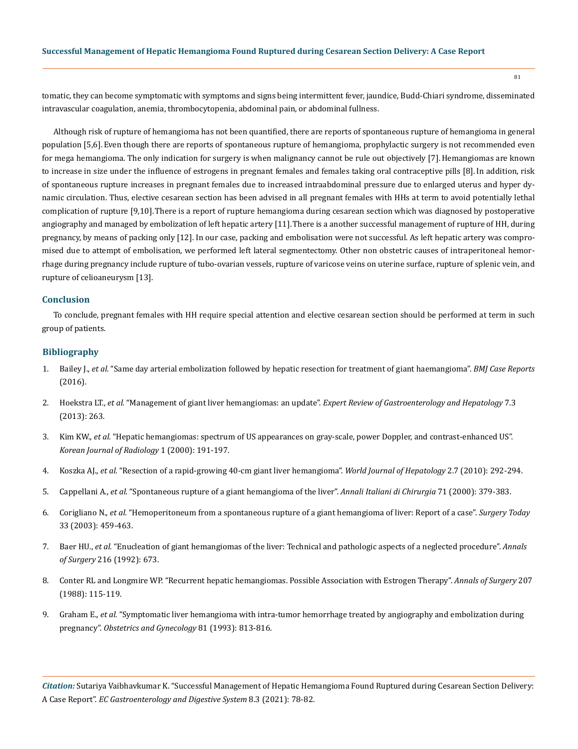tomatic, they can become symptomatic with symptoms and signs being intermittent fever, jaundice, Budd-Chiari syndrome, disseminated intravascular coagulation, anemia, thrombocytopenia, abdominal pain, or abdominal fullness.

Although risk of rupture of hemangioma has not been quantified, there are reports of spontaneous rupture of hemangioma in general population [5,6]. Even though there are reports of spontaneous rupture of hemangioma, prophylactic surgery is not recommended even for mega hemangioma. The only indication for surgery is when malignancy cannot be rule out objectively [7]. Hemangiomas are known to increase in size under the influence of estrogens in pregnant females and females taking oral contraceptive pills [8]. In addition, risk of spontaneous rupture increases in pregnant females due to increased intraabdominal pressure due to enlarged uterus and hyper dynamic circulation. Thus, elective cesarean section has been advised in all pregnant females with HHs at term to avoid potentially lethal complication of rupture [9,10]. There is a report of rupture hemangioma during cesarean section which was diagnosed by postoperative angiography and managed by embolization of left hepatic artery [11]. There is a another successful management of rupture of HH, during pregnancy, by means of packing only [12]. In our case, packing and embolisation were not successful. As left hepatic artery was compromised due to attempt of embolisation, we performed left lateral segmentectomy. Other non obstetric causes of intraperitoneal hemorrhage during pregnancy include rupture of tubo-ovarian vessels, rupture of varicose veins on uterine surface, rupture of splenic vein, and rupture of celioaneurysm [13].

## Conclusion

To conclude, pregnant females with HH require special attention and elective cesarean section should be performed at term in such group of patients.

## Bibliography

1. Bailey J., *et al.* "Same day arterial embolization followed by hepatic resection for treatment of giant haemangioma". *BMJ Case Reports* (2016).
2. Hoekstra LT., *et al.* "Management of giant liver hemangiomas: an update". *Expert Review of Gastroenterology and Hepatology* 7.3 (2013): 263.
3. Kim KW., *et al.* "Hepatic hemangiomas: spectrum of US appearances on gray-scale, power Doppler, and contrast-enhanced US". *Korean Journal of Radiology* 1 (2000): 191-197.
4. Koszka AJ., *et al.* "Resection of a rapid-growing 40-cm giant liver hemangioma". *World Journal of Hepatology* 2.7 (2010): 292-294.
5. Cappellani A., *et al.* "Spontaneous rupture of a giant hemangioma of the liver". *Annali Italiani di Chirurgia* 71 (2000): 379-383.
6. Corigliano N., *et al.* "Hemoperitoneum from a spontaneous rupture of a giant hemangioma of liver: Report of a case". *Surgery Today* 33 (2003): 459-463.
7. Baer HU., *et al.* "Enucleation of giant hemangiomas of the liver: Technical and pathologic aspects of a neglected procedure". *Annals of Surgery* 216 (1992): 673.
8. Conter RL and Longmire WP. "Recurrent hepatic hemangiomas. Possible Association with Estrogen Therapy". *Annals of Surgery* 207 (1988): 115-119.
9. Graham E., *et al.* "Symptomatic liver hemangioma with intra-tumor hemorrhage treated by angiography and embolization during pregnancy". *Obstetrics and Gynecology* 81 (1993): 813-816.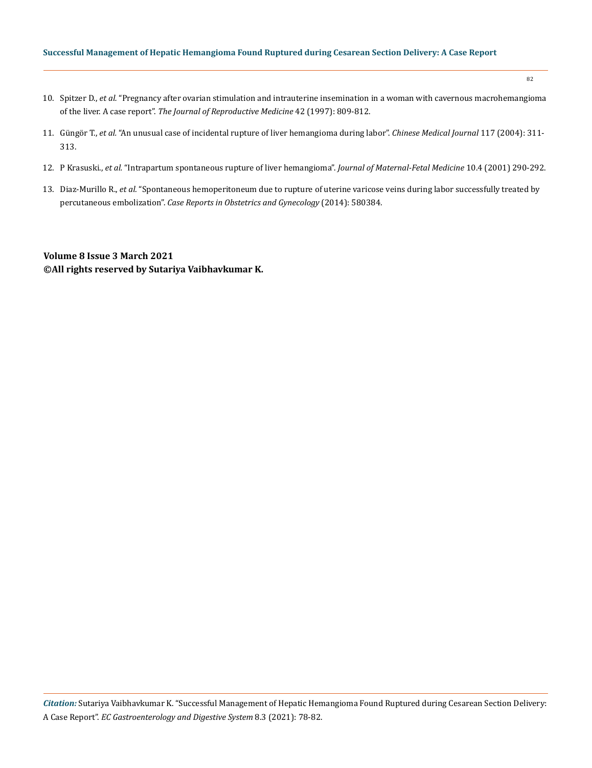10. Spitzer D., *et al.* "Pregnancy after ovarian stimulation and intrauterine insemination in a woman with cavernous macrohemangioma of the liver. A case report". *The Journal of Reproductive Medicine* 42 (1997): 809-812.
11. Güngör T., *et al.* "An unusual case of incidental rupture of liver hemangioma during labor". *Chinese Medical Journal* 117 (2004): 311-313.
12. P Krasuski., *et al.* "Intrapartum spontaneous rupture of liver hemangioma". *Journal of Maternal-Fetal Medicine* 10.4 (2001) 290-292.
13. Diaz-Murillo R., *et al.* "Spontaneous hemoperitoneum due to rupture of uterine varicose veins during labor successfully treated by percutaneous embolization". *Case Reports in Obstetrics and Gynecology* (2014): 580384.

**Volume 8 Issue 3 March 2021**
**©All rights reserved by Sutariya Vaibhavkumar K.**